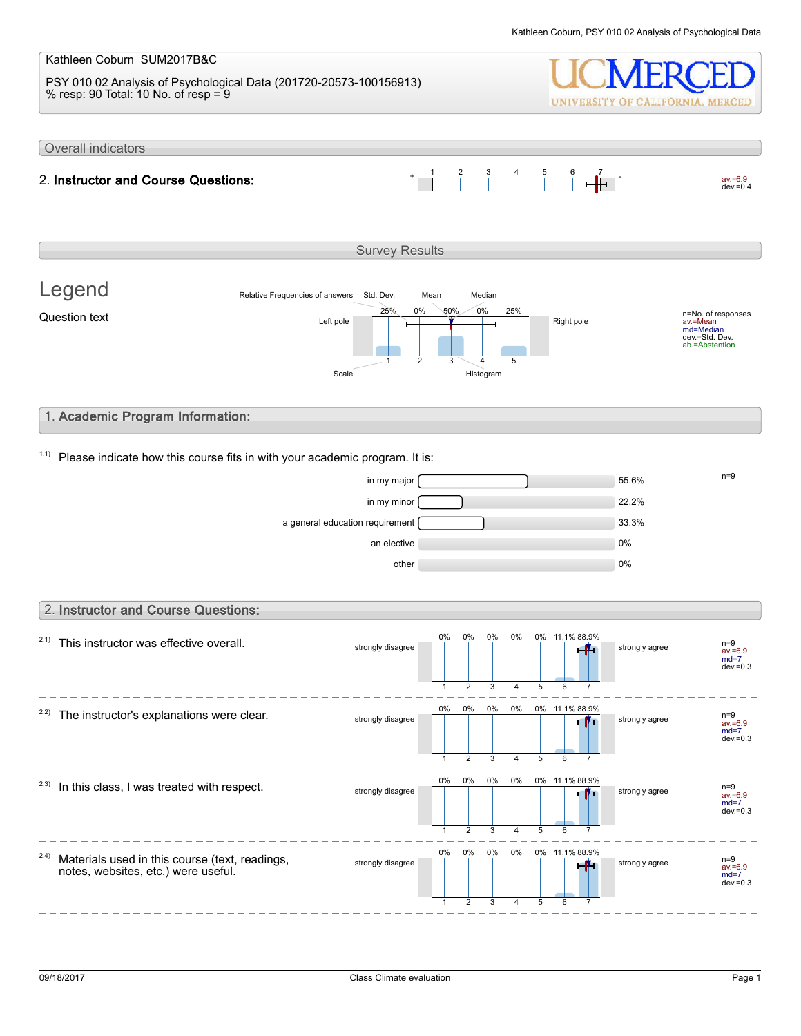Kathleen Coburn SUM2017B&C

PSY 010 02 Analysis of Psychological Data (201720-20573-100156913)
% resp: 90 Total: 10 No. of resp = 9

## Overall indicators

**2. Instructor and Course Questions:** av.=6.9 dev.=0.4

## Survey Results

### Legend

Question text

Relative Frequencies of answers, Std. Dev., Mean, Median, Left pole, Right pole, Scale, Histogram

n=No. of responses
av.=Mean
md=Median
dev.=Std. Dev.
ab.=Abstention

## 1. Academic Program Information:

1.1) Please indicate how this course fits in with your academic program. It is:

n=9

| Option | Percentage |
|---|---|
| in my major | 55.6% |
| in my minor | 22.2% |
| a general education requirement | 33.3% |
| an elective | 0% |
| other | 0% |

## 2. Instructor and Course Questions:

Scale: 1 = strongly disagree, 7 = strongly agree

| Question | 1 | 2 | 3 | 4 | 5 | 6 | 7 | n | av. | md | dev. |
|---|---|---|---|---|---|---|---|---|---|---|---|
| 2.1) This instructor was effective overall. | 0% | 0% | 0% | 0% | 0% | 11.1% | 88.9% | 9 | 6.9 | 7 | 0.3 |
| 2.2) The instructor's explanations were clear. | 0% | 0% | 0% | 0% | 0% | 11.1% | 88.9% | 9 | 6.9 | 7 | 0.3 |
| 2.3) In this class, I was treated with respect. | 0% | 0% | 0% | 0% | 0% | 11.1% | 88.9% | 9 | 6.9 | 7 | 0.3 |
| 2.4) Materials used in this course (text, readings, notes, websites, etc.) were useful. | 0% | 0% | 0% | 0% | 0% | 11.1% | 88.9% | 9 | 6.9 | 7 | 0.3 |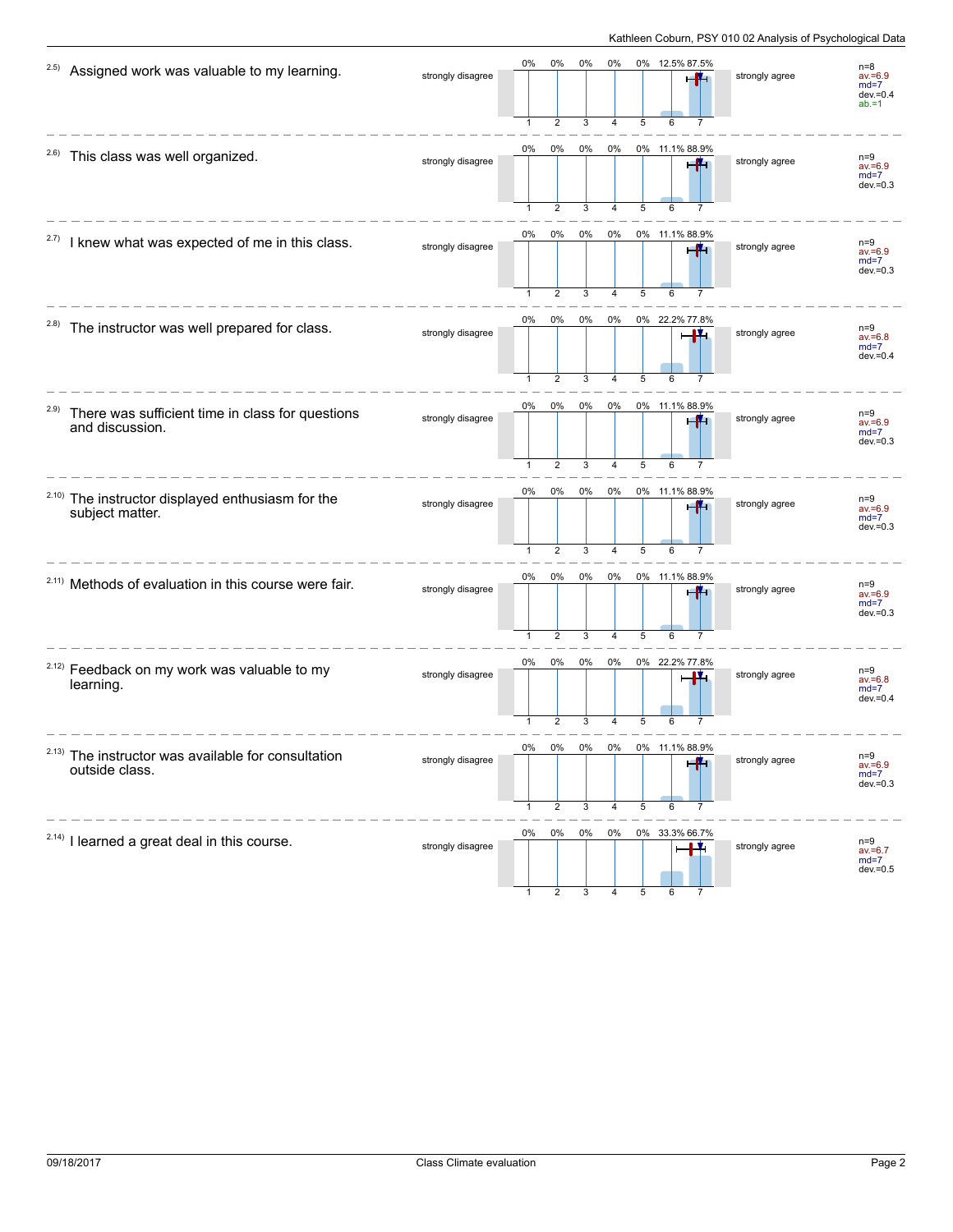Kathleen Coburn, PSY 010 02 Analysis of Psychological Data

2.5) Assigned work was valuable to my learning.

| | 1 | 2 | 3 | 4 | 5 | 6 | 7 | |
|---|---|---|---|---|---|---|---|---|
| strongly disagree | 0% | 0% | 0% | 0% | 0% | 12.5% | 87.5% | strongly agree |

n=8
av.=6.9
md=7
dev.=0.4
ab.=1

---

2.6) This class was well organized.

| | 1 | 2 | 3 | 4 | 5 | 6 | 7 | |
|---|---|---|---|---|---|---|---|---|
| strongly disagree | 0% | 0% | 0% | 0% | 0% | 11.1% | 88.9% | strongly agree |

n=9
av.=6.9
md=7
dev.=0.3

---

2.7) I knew what was expected of me in this class.

| | 1 | 2 | 3 | 4 | 5 | 6 | 7 | |
|---|---|---|---|---|---|---|---|---|
| strongly disagree | 0% | 0% | 0% | 0% | 0% | 11.1% | 88.9% | strongly agree |

n=9
av.=6.9
md=7
dev.=0.3

---

2.8) The instructor was well prepared for class.

| | 1 | 2 | 3 | 4 | 5 | 6 | 7 | |
|---|---|---|---|---|---|---|---|---|
| strongly disagree | 0% | 0% | 0% | 0% | 0% | 22.2% | 77.8% | strongly agree |

n=9
av.=6.8
md=7
dev.=0.4

---

2.9) There was sufficient time in class for questions and discussion.

| | 1 | 2 | 3 | 4 | 5 | 6 | 7 | |
|---|---|---|---|---|---|---|---|---|
| strongly disagree | 0% | 0% | 0% | 0% | 0% | 11.1% | 88.9% | strongly agree |

n=9
av.=6.9
md=7
dev.=0.3

---

2.10) The instructor displayed enthusiasm for the subject matter.

| | 1 | 2 | 3 | 4 | 5 | 6 | 7 | |
|---|---|---|---|---|---|---|---|---|
| strongly disagree | 0% | 0% | 0% | 0% | 0% | 11.1% | 88.9% | strongly agree |

n=9
av.=6.9
md=7
dev.=0.3

---

2.11) Methods of evaluation in this course were fair.

| | 1 | 2 | 3 | 4 | 5 | 6 | 7 | |
|---|---|---|---|---|---|---|---|---|
| strongly disagree | 0% | 0% | 0% | 0% | 0% | 11.1% | 88.9% | strongly agree |

n=9
av.=6.9
md=7
dev.=0.3

---

2.12) Feedback on my work was valuable to my learning.

| | 1 | 2 | 3 | 4 | 5 | 6 | 7 | |
|---|---|---|---|---|---|---|---|---|
| strongly disagree | 0% | 0% | 0% | 0% | 0% | 22.2% | 77.8% | strongly agree |

n=9
av.=6.8
md=7
dev.=0.4

---

2.13) The instructor was available for consultation outside class.

| | 1 | 2 | 3 | 4 | 5 | 6 | 7 | |
|---|---|---|---|---|---|---|---|---|
| strongly disagree | 0% | 0% | 0% | 0% | 0% | 11.1% | 88.9% | strongly agree |

n=9
av.=6.9
md=7
dev.=0.3

---

2.14) I learned a great deal in this course.

| | 1 | 2 | 3 | 4 | 5 | 6 | 7 | |
|---|---|---|---|---|---|---|---|---|
| strongly disagree | 0% | 0% | 0% | 0% | 0% | 33.3% | 66.7% | strongly agree |

n=9
av.=6.7
md=7
dev.=0.5

09/18/2017 Class Climate evaluation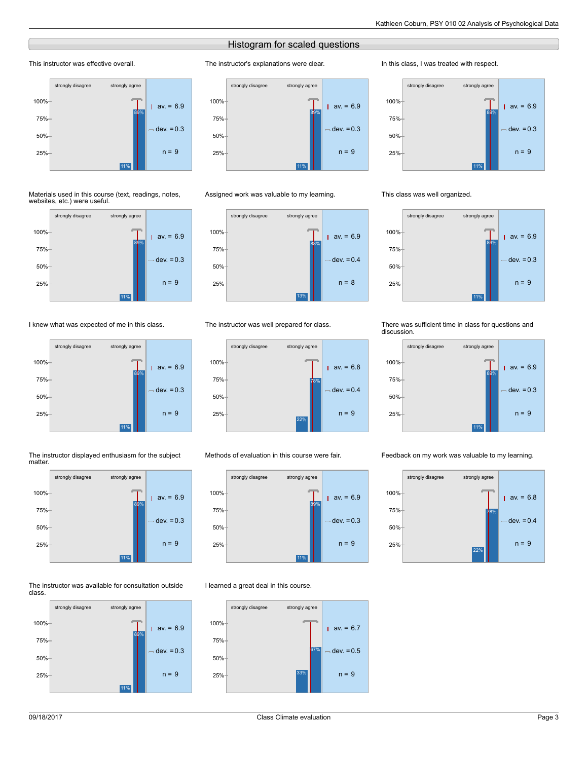## Histogram for scaled questions

**This instructor was effective overall.**

strongly disagree — strongly agree: 11%, 89%

av. = 6.9, dev. = 0.3, n = 9

**The instructor's explanations were clear.**

strongly disagree — strongly agree: 11%, 89%

av. = 6.9, dev. = 0.3, n = 9

**In this class, I was treated with respect.**

strongly disagree — strongly agree: 11%, 89%

av. = 6.9, dev. = 0.3, n = 9

**Materials used in this course (text, readings, notes, websites, etc.) were useful.**

strongly disagree — strongly agree: 11%, 89%

av. = 6.9, dev. = 0.3, n = 9

**Assigned work was valuable to my learning.**

strongly disagree — strongly agree: 13%, 88%

av. = 6.9, dev. = 0.4, n = 8

**This class was well organized.**

strongly disagree — strongly agree: 11%, 89%

av. = 6.9, dev. = 0.3, n = 9

**I knew what was expected of me in this class.**

strongly disagree — strongly agree: 11%, 89%

av. = 6.9, dev. = 0.3, n = 9

**The instructor was well prepared for class.**

strongly disagree — strongly agree: 22%, 78%

av. = 6.8, dev. = 0.4, n = 9

**There was sufficient time in class for questions and discussion.**

strongly disagree — strongly agree: 11%, 89%

av. = 6.9, dev. = 0.3, n = 9

**The instructor displayed enthusiasm for the subject matter.**

strongly disagree — strongly agree: 11%, 89%

av. = 6.9, dev. = 0.3, n = 9

**Methods of evaluation in this course were fair.**

strongly disagree — strongly agree: 11%, 89%

av. = 6.9, dev. = 0.3, n = 9

**Feedback on my work was valuable to my learning.**

strongly disagree — strongly agree: 22%, 78%

av. = 6.8, dev. = 0.4, n = 9

**The instructor was available for consultation outside class.**

strongly disagree — strongly agree: 11%, 89%

av. = 6.9, dev. = 0.3, n = 9

**I learned a great deal in this course.**

strongly disagree — strongly agree: 33%, 67%

av. = 6.7, dev. = 0.5, n = 9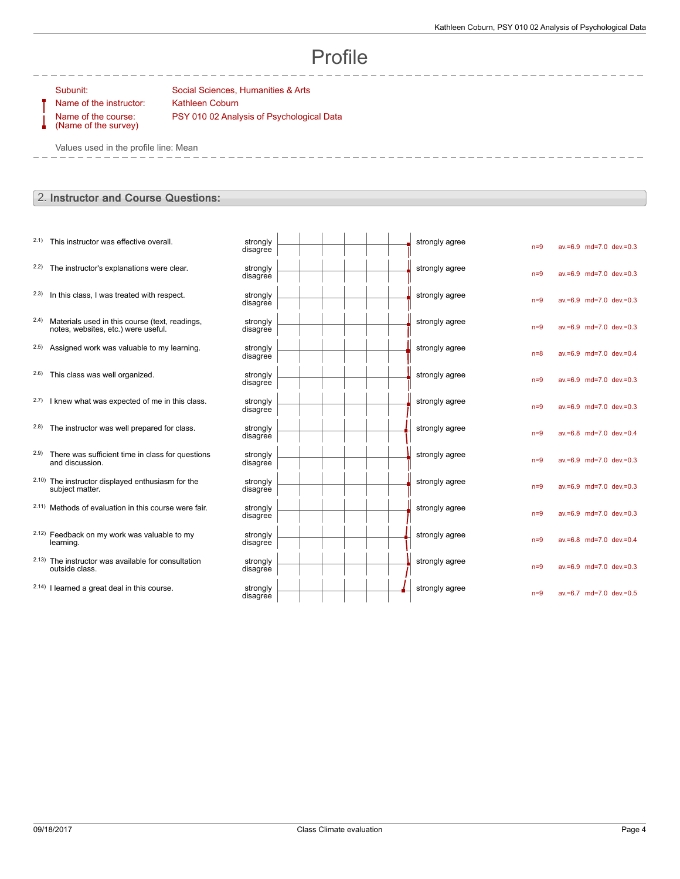# Profile

Subunit: Social Sciences, Humanities & Arts

Name of the instructor: Kathleen Coburn

Name of the course: (Name of the survey) PSY 010 02 Analysis of Psychological Data

Values used in the profile line: Mean

## 2. Instructor and Course Questions:

| # | Question | Left pole | Right pole | n | av. | md | dev. |
|---|---|---|---|---|---|---|---|
| 2.1) | This instructor was effective overall. | strongly disagree | strongly agree | n=9 | av.=6.9 | md=7.0 | dev.=0.3 |
| 2.2) | The instructor's explanations were clear. | strongly disagree | strongly agree | n=9 | av.=6.9 | md=7.0 | dev.=0.3 |
| 2.3) | In this class, I was treated with respect. | strongly disagree | strongly agree | n=9 | av.=6.9 | md=7.0 | dev.=0.3 |
| 2.4) | Materials used in this course (text, readings, notes, websites, etc.) were useful. | strongly disagree | strongly agree | n=9 | av.=6.9 | md=7.0 | dev.=0.3 |
| 2.5) | Assigned work was valuable to my learning. | strongly disagree | strongly agree | n=8 | av.=6.9 | md=7.0 | dev.=0.4 |
| 2.6) | This class was well organized. | strongly disagree | strongly agree | n=9 | av.=6.9 | md=7.0 | dev.=0.3 |
| 2.7) | I knew what was expected of me in this class. | strongly disagree | strongly agree | n=9 | av.=6.9 | md=7.0 | dev.=0.3 |
| 2.8) | The instructor was well prepared for class. | strongly disagree | strongly agree | n=9 | av.=6.8 | md=7.0 | dev.=0.4 |
| 2.9) | There was sufficient time in class for questions and discussion. | strongly disagree | strongly agree | n=9 | av.=6.9 | md=7.0 | dev.=0.3 |
| 2.10) | The instructor displayed enthusiasm for the subject matter. | strongly disagree | strongly agree | n=9 | av.=6.9 | md=7.0 | dev.=0.3 |
| 2.11) | Methods of evaluation in this course were fair. | strongly disagree | strongly agree | n=9 | av.=6.9 | md=7.0 | dev.=0.3 |
| 2.12) | Feedback on my work was valuable to my learning. | strongly disagree | strongly agree | n=9 | av.=6.8 | md=7.0 | dev.=0.4 |
| 2.13) | The instructor was available for consultation outside class. | strongly disagree | strongly agree | n=9 | av.=6.9 | md=7.0 | dev.=0.3 |
| 2.14) | I learned a great deal in this course. | strongly disagree | strongly agree | n=9 | av.=6.7 | md=7.0 | dev.=0.5 |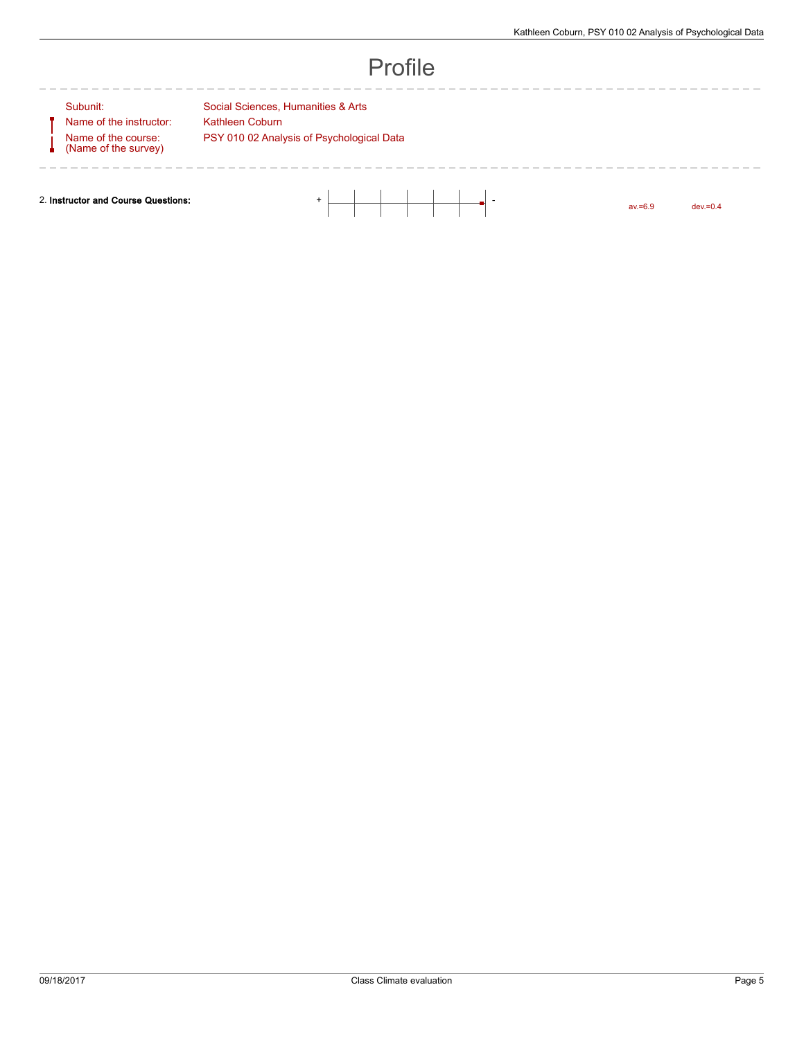# Profile

| | |
|---|---|
| Subunit: | Social Sciences, Humanities & Arts |
| Name of the instructor: | Kathleen Coburn |
| Name of the course: (Name of the survey) | PSY 010 02 Analysis of Psychological Data |

| | | | | |
|---|---|---|---|---|
| 2. **Instructor and Course Questions:** | + | - | av.=6.9 | dev.=0.4 |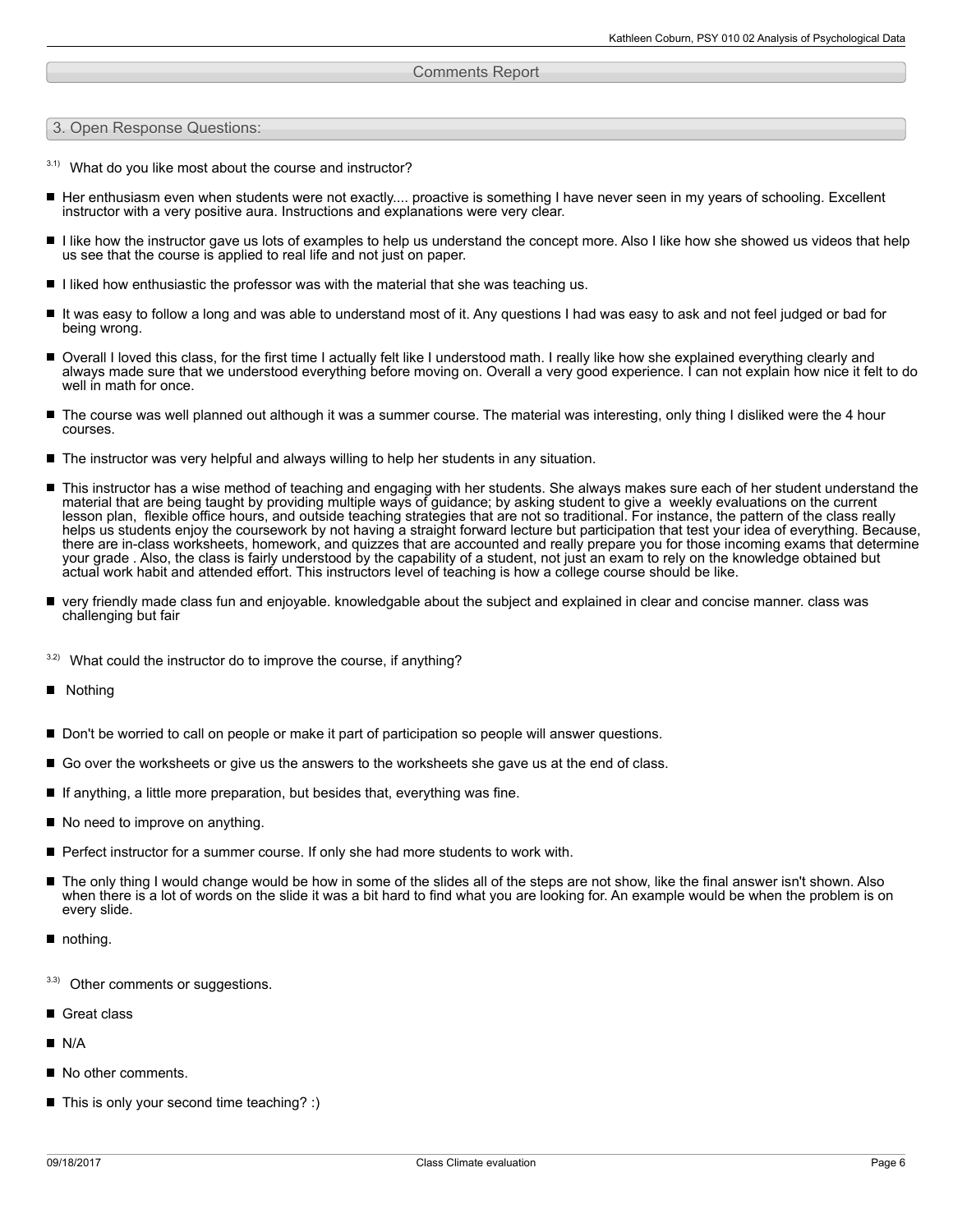## Comments Report

### 3. Open Response Questions:

3.1) What do you like most about the course and instructor?

- Her enthusiasm even when students were not exactly.... proactive is something I have never seen in my years of schooling. Excellent instructor with a very positive aura. Instructions and explanations were very clear.
- I like how the instructor gave us lots of examples to help us understand the concept more. Also I like how she showed us videos that help us see that the course is applied to real life and not just on paper.
- I liked how enthusiastic the professor was with the material that she was teaching us.
- It was easy to follow a long and was able to understand most of it. Any questions I had was easy to ask and not feel judged or bad for being wrong.
- Overall I loved this class, for the first time I actually felt like I understood math. I really like how she explained everything clearly and always made sure that we understood everything before moving on. Overall a very good experience. I can not explain how nice it felt to do well in math for once.
- The course was well planned out although it was a summer course. The material was interesting, only thing I disliked were the 4 hour courses.
- The instructor was very helpful and always willing to help her students in any situation.
- This instructor has a wise method of teaching and engaging with her students. She always makes sure each of her student understand the material that are being taught by providing multiple ways of guidance; by asking student to give a weekly evaluations on the current lesson plan, flexible office hours, and outside teaching strategies that are not so traditional. For instance, the pattern of the class really helps us students enjoy the coursework by not having a straight forward lecture but participation that test your idea of everything. Because, there are in-class worksheets, homework, and quizzes that are accounted and really prepare you for those incoming exams that determine your grade . Also, the class is fairly understood by the capability of a student, not just an exam to rely on the knowledge obtained but actual work habit and attended effort. This instructors level of teaching is how a college course should be like.
- very friendly made class fun and enjoyable. knowledgable about the subject and explained in clear and concise manner. class was challenging but fair

3.2) What could the instructor do to improve the course, if anything?

- Nothing
- Don't be worried to call on people or make it part of participation so people will answer questions.
- Go over the worksheets or give us the answers to the worksheets she gave us at the end of class.
- If anything, a little more preparation, but besides that, everything was fine.
- No need to improve on anything.
- Perfect instructor for a summer course. If only she had more students to work with.
- The only thing I would change would be how in some of the slides all of the steps are not show, like the final answer isn't shown. Also when there is a lot of words on the slide it was a bit hard to find what you are looking for. An example would be when the problem is on every slide.
- nothing.

3.3) Other comments or suggestions.

- Great class
- N/A
- No other comments.
- This is only your second time teaching? :)